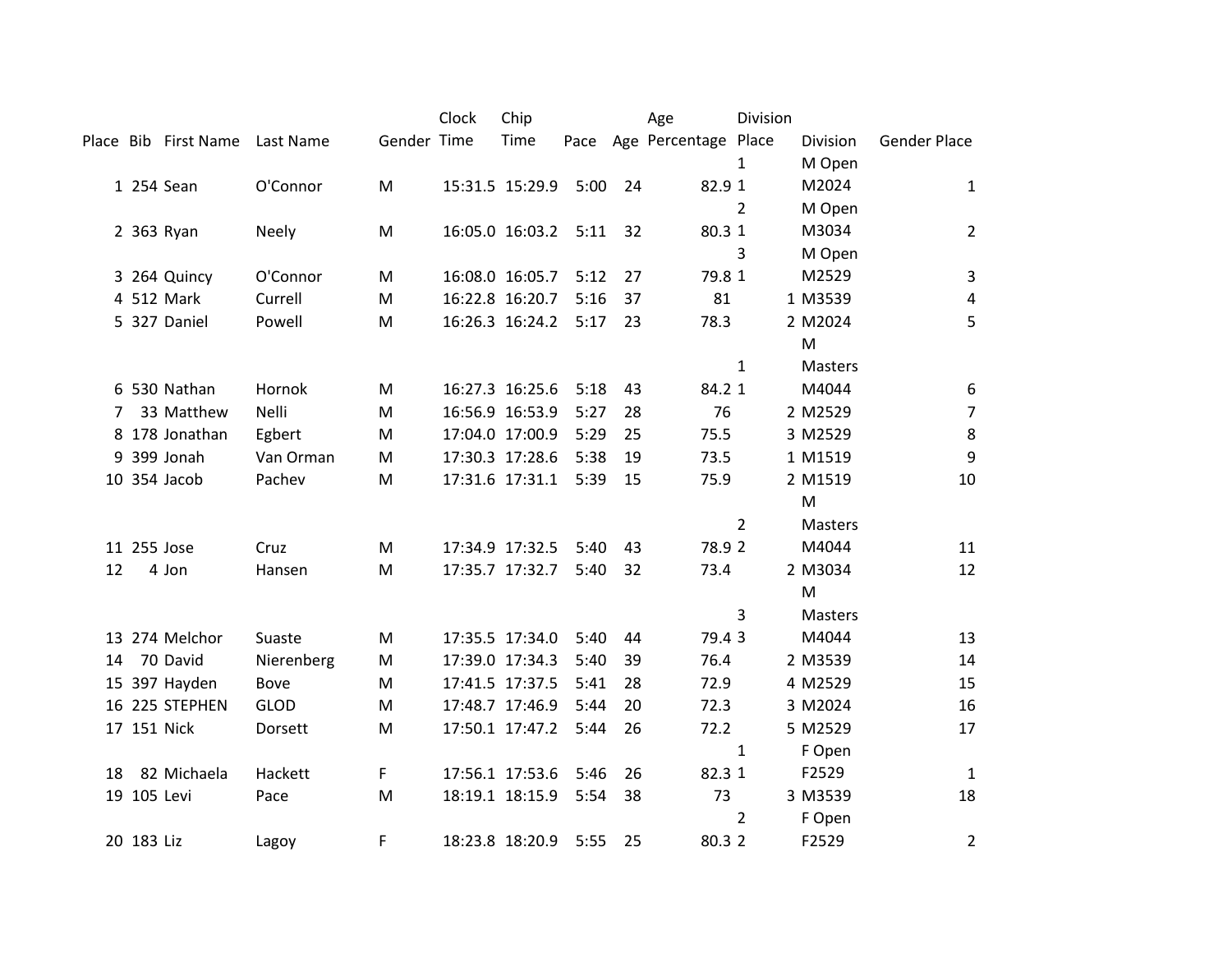| Place | Bib | First Name | Last Name | Gender | Clock Time | Chip Time | Pace | Age | Age Percentage | Division Place | Division | Gender Place |
|---|---|---|---|---|---|---|---|---|---|---|---|---|
| 1 | 254 | Sean | O'Connor | M | 15:31.5 | 15:29.9 | 5:00 | 24 | 82.9 | 1<br>1 | M Open<br>M2024 | 1 |
| 2 | 363 | Ryan | Neely | M | 16:05.0 | 16:03.2 | 5:11 | 32 | 80.3 | 2<br>1 | M Open<br>M3034 | 2 |
| 3 | 264 | Quincy | O'Connor | M | 16:08.0 | 16:05.7 | 5:12 | 27 | 79.8 | 3<br>1 | M Open<br>M2529 | 3 |
| 4 | 512 | Mark | Currell | M | 16:22.8 | 16:20.7 | 5:16 | 37 | 81 | 1 | M3539 | 4 |
| 5 | 327 | Daniel | Powell | M | 16:26.3 | 16:24.2 | 5:17 | 23 | 78.3 | 2 | M2024 | 5 |
| 6 | 530 | Nathan | Hornok | M | 16:27.3 | 16:25.6 | 5:18 | 43 | 84.2 | 1<br>1 | M Masters<br>M4044 | 6 |
| 7 | 33 | Matthew | Nelli | M | 16:56.9 | 16:53.9 | 5:27 | 28 | 76 | 2 | M2529 | 7 |
| 8 | 178 | Jonathan | Egbert | M | 17:04.0 | 17:00.9 | 5:29 | 25 | 75.5 | 3 | M2529 | 8 |
| 9 | 399 | Jonah | Van Orman | M | 17:30.3 | 17:28.6 | 5:38 | 19 | 73.5 | 1 | M1519 | 9 |
| 10 | 354 | Jacob | Pachev | M | 17:31.6 | 17:31.1 | 5:39 | 15 | 75.9 | 2 | M1519 | 10 |
| 11 | 255 | Jose | Cruz | M | 17:34.9 | 17:32.5 | 5:40 | 43 | 78.9 | 2<br>2 | M Masters<br>M4044 | 11 |
| 12 | 4 | Jon | Hansen | M | 17:35.7 | 17:32.7 | 5:40 | 32 | 73.4 | 2 | M3034 | 12 |
| 13 | 274 | Melchor | Suaste | M | 17:35.5 | 17:34.0 | 5:40 | 44 | 79.4 | 3<br>3 | M Masters<br>M4044 | 13 |
| 14 | 70 | David | Nierenberg | M | 17:39.0 | 17:34.3 | 5:40 | 39 | 76.4 | 2 | M3539 | 14 |
| 15 | 397 | Hayden | Bove | M | 17:41.5 | 17:37.5 | 5:41 | 28 | 72.9 | 4 | M2529 | 15 |
| 16 | 225 | STEPHEN | GLOD | M | 17:48.7 | 17:46.9 | 5:44 | 20 | 72.3 | 3 | M2024 | 16 |
| 17 | 151 | Nick | Dorsett | M | 17:50.1 | 17:47.2 | 5:44 | 26 | 72.2 | 5 | M2529 | 17 |
| 18 | 82 | Michaela | Hackett | F | 17:56.1 | 17:53.6 | 5:46 | 26 | 82.3 | 1<br>1 | F Open<br>F2529 | 1 |
| 19 | 105 | Levi | Pace | M | 18:19.1 | 18:15.9 | 5:54 | 38 | 73 | 3 | M3539 | 18 |
| 20 | 183 | Liz | Lagoy | F | 18:23.8 | 18:20.9 | 5:55 | 25 | 80.3 | 2<br>2 | F Open<br>F2529 | 2 |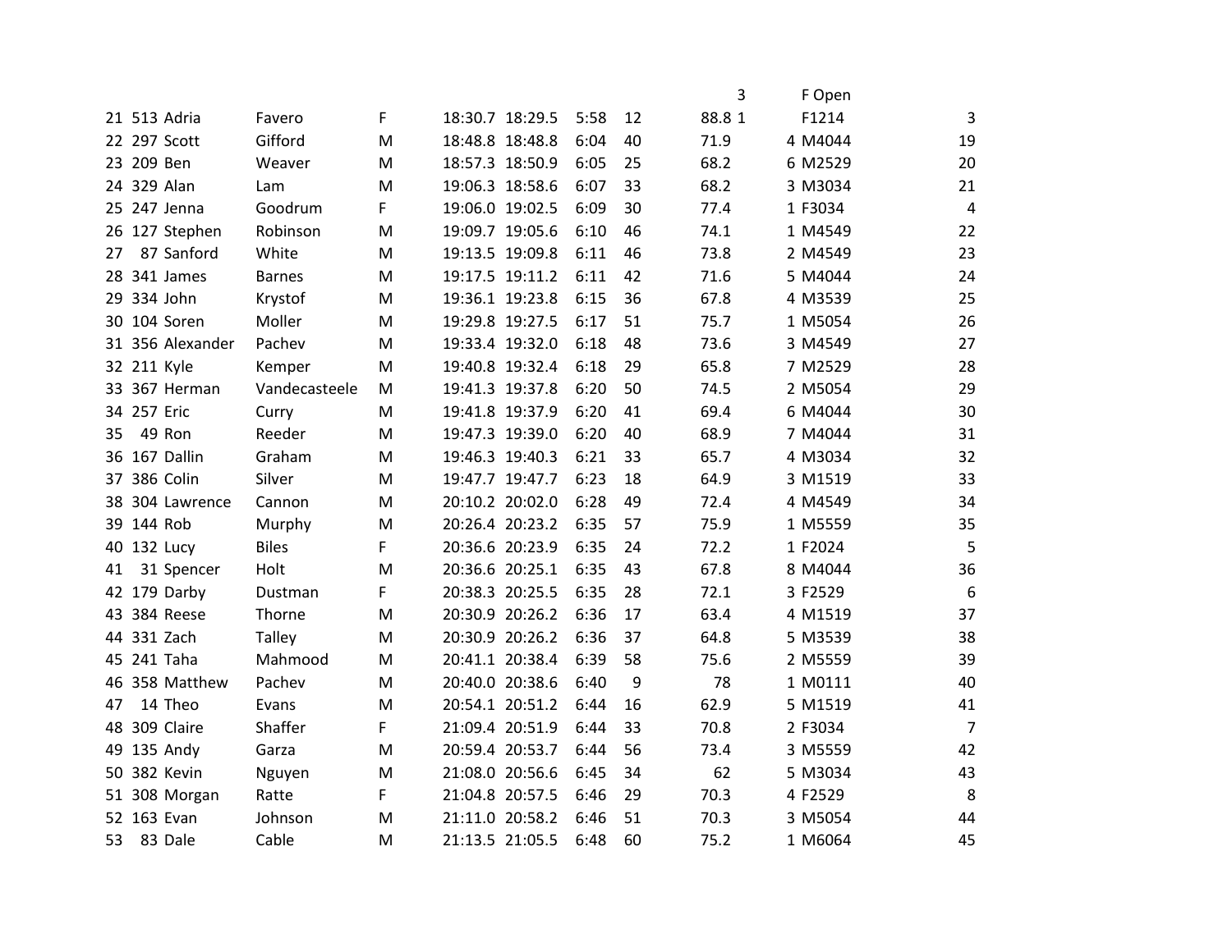| | | | | | | | | | | | | |
|---|---|---|---|---|---|---|---|---|---|---|---|---|
| | | | | | | | | | | 3 | F Open | |
| 21 | 513 | Adria | Favero | F | 18:30.7 | 18:29.5 | 5:58 | 12 | 88.8 | 1 | F1214 | 3 |
| 22 | 297 | Scott | Gifford | M | 18:48.8 | 18:48.8 | 6:04 | 40 | 71.9 | 4 | M4044 | 19 |
| 23 | 209 | Ben | Weaver | M | 18:57.3 | 18:50.9 | 6:05 | 25 | 68.2 | 6 | M2529 | 20 |
| 24 | 329 | Alan | Lam | M | 19:06.3 | 18:58.6 | 6:07 | 33 | 68.2 | 3 | M3034 | 21 |
| 25 | 247 | Jenna | Goodrum | F | 19:06.0 | 19:02.5 | 6:09 | 30 | 77.4 | 1 | F3034 | 4 |
| 26 | 127 | Stephen | Robinson | M | 19:09.7 | 19:05.6 | 6:10 | 46 | 74.1 | 1 | M4549 | 22 |
| 27 | 87 | Sanford | White | M | 19:13.5 | 19:09.8 | 6:11 | 46 | 73.8 | 2 | M4549 | 23 |
| 28 | 341 | James | Barnes | M | 19:17.5 | 19:11.2 | 6:11 | 42 | 71.6 | 5 | M4044 | 24 |
| 29 | 334 | John | Krystof | M | 19:36.1 | 19:23.8 | 6:15 | 36 | 67.8 | 4 | M3539 | 25 |
| 30 | 104 | Soren | Moller | M | 19:29.8 | 19:27.5 | 6:17 | 51 | 75.7 | 1 | M5054 | 26 |
| 31 | 356 | Alexander | Pachev | M | 19:33.4 | 19:32.0 | 6:18 | 48 | 73.6 | 3 | M4549 | 27 |
| 32 | 211 | Kyle | Kemper | M | 19:40.8 | 19:32.4 | 6:18 | 29 | 65.8 | 7 | M2529 | 28 |
| 33 | 367 | Herman | Vandecasteele | M | 19:41.3 | 19:37.8 | 6:20 | 50 | 74.5 | 2 | M5054 | 29 |
| 34 | 257 | Eric | Curry | M | 19:41.8 | 19:37.9 | 6:20 | 41 | 69.4 | 6 | M4044 | 30 |
| 35 | 49 | Ron | Reeder | M | 19:47.3 | 19:39.0 | 6:20 | 40 | 68.9 | 7 | M4044 | 31 |
| 36 | 167 | Dallin | Graham | M | 19:46.3 | 19:40.3 | 6:21 | 33 | 65.7 | 4 | M3034 | 32 |
| 37 | 386 | Colin | Silver | M | 19:47.7 | 19:47.7 | 6:23 | 18 | 64.9 | 3 | M1519 | 33 |
| 38 | 304 | Lawrence | Cannon | M | 20:10.2 | 20:02.0 | 6:28 | 49 | 72.4 | 4 | M4549 | 34 |
| 39 | 144 | Rob | Murphy | M | 20:26.4 | 20:23.2 | 6:35 | 57 | 75.9 | 1 | M5559 | 35 |
| 40 | 132 | Lucy | Biles | F | 20:36.6 | 20:23.9 | 6:35 | 24 | 72.2 | 1 | F2024 | 5 |
| 41 | 31 | Spencer | Holt | M | 20:36.6 | 20:25.1 | 6:35 | 43 | 67.8 | 8 | M4044 | 36 |
| 42 | 179 | Darby | Dustman | F | 20:38.3 | 20:25.5 | 6:35 | 28 | 72.1 | 3 | F2529 | 6 |
| 43 | 384 | Reese | Thorne | M | 20:30.9 | 20:26.2 | 6:36 | 17 | 63.4 | 4 | M1519 | 37 |
| 44 | 331 | Zach | Talley | M | 20:30.9 | 20:26.2 | 6:36 | 37 | 64.8 | 5 | M3539 | 38 |
| 45 | 241 | Taha | Mahmood | M | 20:41.1 | 20:38.4 | 6:39 | 58 | 75.6 | 2 | M5559 | 39 |
| 46 | 358 | Matthew | Pachev | M | 20:40.0 | 20:38.6 | 6:40 | 9 | 78 | 1 | M0111 | 40 |
| 47 | 14 | Theo | Evans | M | 20:54.1 | 20:51.2 | 6:44 | 16 | 62.9 | 5 | M1519 | 41 |
| 48 | 309 | Claire | Shaffer | F | 21:09.4 | 20:51.9 | 6:44 | 33 | 70.8 | 2 | F3034 | 7 |
| 49 | 135 | Andy | Garza | M | 20:59.4 | 20:53.7 | 6:44 | 56 | 73.4 | 3 | M5559 | 42 |
| 50 | 382 | Kevin | Nguyen | M | 21:08.0 | 20:56.6 | 6:45 | 34 | 62 | 5 | M3034 | 43 |
| 51 | 308 | Morgan | Ratte | F | 21:04.8 | 20:57.5 | 6:46 | 29 | 70.3 | 4 | F2529 | 8 |
| 52 | 163 | Evan | Johnson | M | 21:11.0 | 20:58.2 | 6:46 | 51 | 70.3 | 3 | M5054 | 44 |
| 53 | 83 | Dale | Cable | M | 21:13.5 | 21:05.5 | 6:48 | 60 | 75.2 | 1 | M6064 | 45 |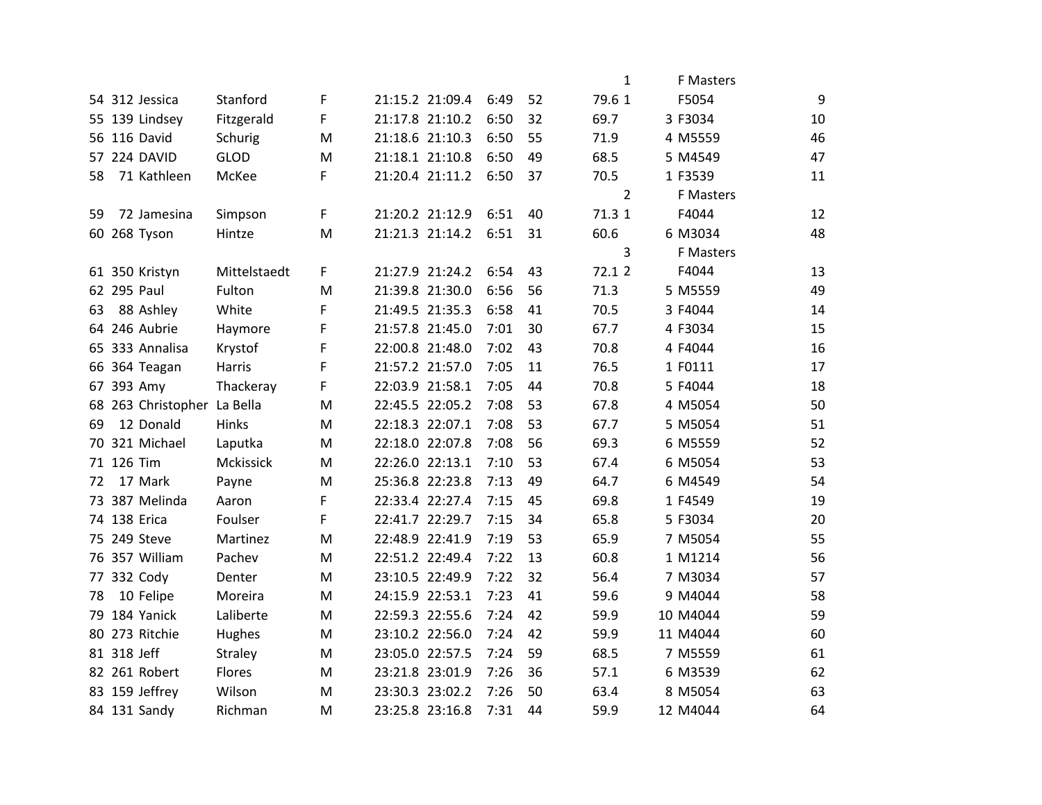| Place | Bib | First | Last | Sex | Gun Time | Chip Time | Pace | Age | | Age Grade | | Div Place | Division | | Sex Place |
|---|---|---|---|---|---|---|---|---|---|---|---|---|---|---|---|
| | | | | | | | | | | | 1 | | F Masters | | |
| 54 | 312 | Jessica | Stanford | F | 21:15.2 | 21:09.4 | 6:49 | 52 | | 79.6 | 1 | | F5054 | | 9 |
| 55 | 139 | Lindsey | Fitzgerald | F | 21:17.8 | 21:10.2 | 6:50 | 32 | | 69.7 | | 3 | F3034 | | 10 |
| 56 | 116 | David | Schurig | M | 21:18.6 | 21:10.3 | 6:50 | 55 | | 71.9 | | 4 | M5559 | | 46 |
| 57 | 224 | DAVID | GLOD | M | 21:18.1 | 21:10.8 | 6:50 | 49 | | 68.5 | | 5 | M4549 | | 47 |
| 58 | 71 | Kathleen | McKee | F | 21:20.4 | 21:11.2 | 6:50 | 37 | | 70.5 | | 1 | F3539 | | 11 |
| | | | | | | | | | | | 2 | | F Masters | | |
| 59 | 72 | Jamesina | Simpson | F | 21:20.2 | 21:12.9 | 6:51 | 40 | | 71.3 | 1 | | F4044 | | 12 |
| 60 | 268 | Tyson | Hintze | M | 21:21.3 | 21:14.2 | 6:51 | 31 | | 60.6 | | 6 | M3034 | | 48 |
| | | | | | | | | | | | 3 | | F Masters | | |
| 61 | 350 | Kristyn | Mittelstaedt | F | 21:27.9 | 21:24.2 | 6:54 | 43 | | 72.1 | 2 | | F4044 | | 13 |
| 62 | 295 | Paul | Fulton | M | 21:39.8 | 21:30.0 | 6:56 | 56 | | 71.3 | | 5 | M5559 | | 49 |
| 63 | 88 | Ashley | White | F | 21:49.5 | 21:35.3 | 6:58 | 41 | | 70.5 | | 3 | F4044 | | 14 |
| 64 | 246 | Aubrie | Haymore | F | 21:57.8 | 21:45.0 | 7:01 | 30 | | 67.7 | | 4 | F3034 | | 15 |
| 65 | 333 | Annalisa | Krystof | F | 22:00.8 | 21:48.0 | 7:02 | 43 | | 70.8 | | 4 | F4044 | | 16 |
| 66 | 364 | Teagan | Harris | F | 21:57.2 | 21:57.0 | 7:05 | 11 | | 76.5 | | 1 | F0111 | | 17 |
| 67 | 393 | Amy | Thackeray | F | 22:03.9 | 21:58.1 | 7:05 | 44 | | 70.8 | | 5 | F4044 | | 18 |
| 68 | 263 | Christopher | La Bella | M | 22:45.5 | 22:05.2 | 7:08 | 53 | | 67.8 | | 4 | M5054 | | 50 |
| 69 | 12 | Donald | Hinks | M | 22:18.3 | 22:07.1 | 7:08 | 53 | | 67.7 | | 5 | M5054 | | 51 |
| 70 | 321 | Michael | Laputka | M | 22:18.0 | 22:07.8 | 7:08 | 56 | | 69.3 | | 6 | M5559 | | 52 |
| 71 | 126 | Tim | Mckissick | M | 22:26.0 | 22:13.1 | 7:10 | 53 | | 67.4 | | 6 | M5054 | | 53 |
| 72 | 17 | Mark | Payne | M | 25:36.8 | 22:23.8 | 7:13 | 49 | | 64.7 | | 6 | M4549 | | 54 |
| 73 | 387 | Melinda | Aaron | F | 22:33.4 | 22:27.4 | 7:15 | 45 | | 69.8 | | 1 | F4549 | | 19 |
| 74 | 138 | Erica | Foulser | F | 22:41.7 | 22:29.7 | 7:15 | 34 | | 65.8 | | 5 | F3034 | | 20 |
| 75 | 249 | Steve | Martinez | M | 22:48.9 | 22:41.9 | 7:19 | 53 | | 65.9 | | 7 | M5054 | | 55 |
| 76 | 357 | William | Pachev | M | 22:51.2 | 22:49.4 | 7:22 | 13 | | 60.8 | | 1 | M1214 | | 56 |
| 77 | 332 | Cody | Denter | M | 23:10.5 | 22:49.9 | 7:22 | 32 | | 56.4 | | 7 | M3034 | | 57 |
| 78 | 10 | Felipe | Moreira | M | 24:15.9 | 22:53.1 | 7:23 | 41 | | 59.6 | | 9 | M4044 | | 58 |
| 79 | 184 | Yanick | Laliberte | M | 22:59.3 | 22:55.6 | 7:24 | 42 | | 59.9 | | 10 | M4044 | | 59 |
| 80 | 273 | Ritchie | Hughes | M | 23:10.2 | 22:56.0 | 7:24 | 42 | | 59.9 | | 11 | M4044 | | 60 |
| 81 | 318 | Jeff | Straley | M | 23:05.0 | 22:57.5 | 7:24 | 59 | | 68.5 | | 7 | M5559 | | 61 |
| 82 | 261 | Robert | Flores | M | 23:21.8 | 23:01.9 | 7:26 | 36 | | 57.1 | | 6 | M3539 | | 62 |
| 83 | 159 | Jeffrey | Wilson | M | 23:30.3 | 23:02.2 | 7:26 | 50 | | 63.4 | | 8 | M5054 | | 63 |
| 84 | 131 | Sandy | Richman | M | 23:25.8 | 23:16.8 | 7:31 | 44 | | 59.9 | | 12 | M4044 | | 64 |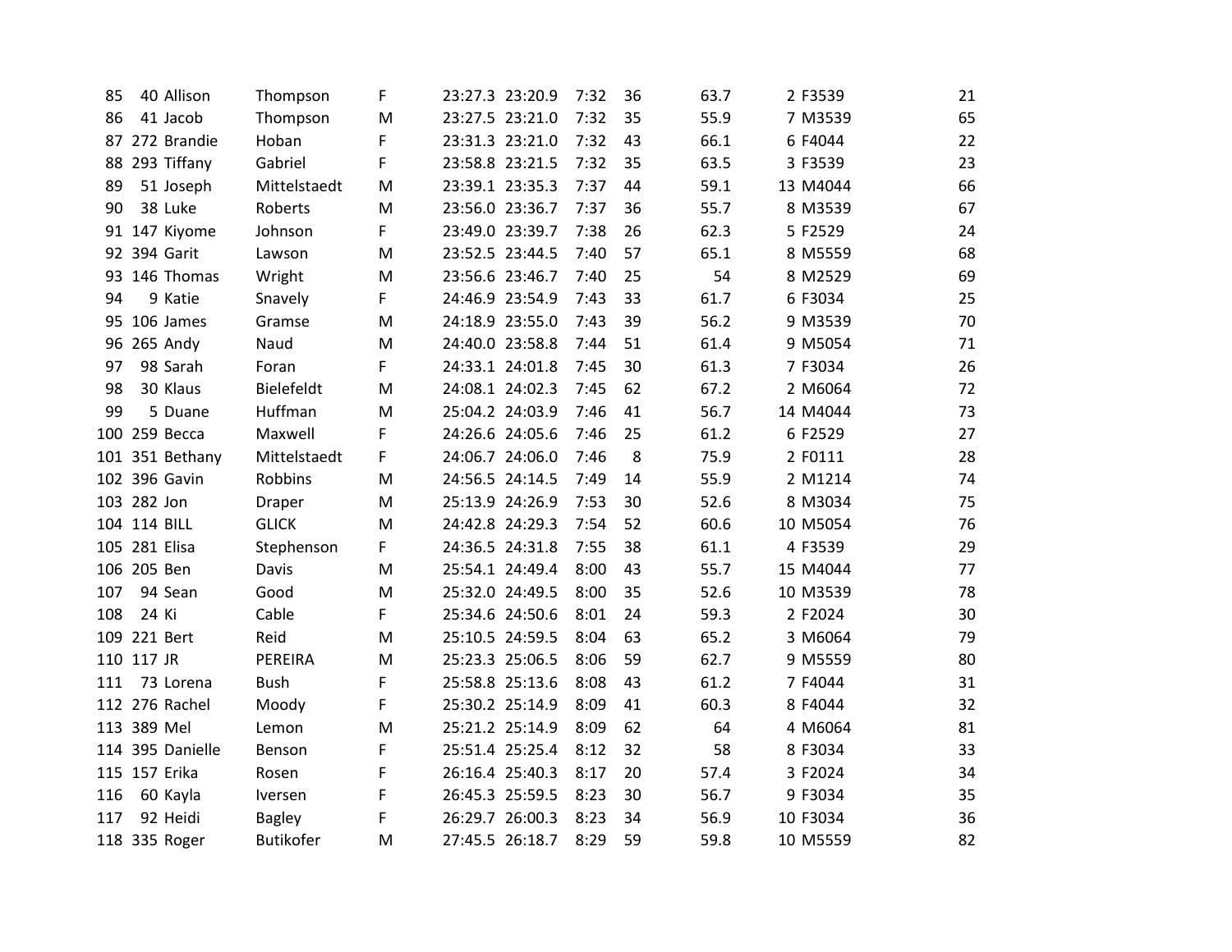| | | | | | | | | | | | | |
|---|---|---|---|---|---|---|---|---|---|---|---|---|
| 85 | 40 | Allison | Thompson | F | 23:27.3 | 23:20.9 | 7:32 | 36 | 63.7 | 2 | F3539 | 21 |
| 86 | 41 | Jacob | Thompson | M | 23:27.5 | 23:21.0 | 7:32 | 35 | 55.9 | 7 | M3539 | 65 |
| 87 | 272 | Brandie | Hoban | F | 23:31.3 | 23:21.0 | 7:32 | 43 | 66.1 | 6 | F4044 | 22 |
| 88 | 293 | Tiffany | Gabriel | F | 23:58.8 | 23:21.5 | 7:32 | 35 | 63.5 | 3 | F3539 | 23 |
| 89 | 51 | Joseph | Mittelstaedt | M | 23:39.1 | 23:35.3 | 7:37 | 44 | 59.1 | 13 | M4044 | 66 |
| 90 | 38 | Luke | Roberts | M | 23:56.0 | 23:36.7 | 7:37 | 36 | 55.7 | 8 | M3539 | 67 |
| 91 | 147 | Kiyome | Johnson | F | 23:49.0 | 23:39.7 | 7:38 | 26 | 62.3 | 5 | F2529 | 24 |
| 92 | 394 | Garit | Lawson | M | 23:52.5 | 23:44.5 | 7:40 | 57 | 65.1 | 8 | M5559 | 68 |
| 93 | 146 | Thomas | Wright | M | 23:56.6 | 23:46.7 | 7:40 | 25 | 54 | 8 | M2529 | 69 |
| 94 | 9 | Katie | Snavely | F | 24:46.9 | 23:54.9 | 7:43 | 33 | 61.7 | 6 | F3034 | 25 |
| 95 | 106 | James | Gramse | M | 24:18.9 | 23:55.0 | 7:43 | 39 | 56.2 | 9 | M3539 | 70 |
| 96 | 265 | Andy | Naud | M | 24:40.0 | 23:58.8 | 7:44 | 51 | 61.4 | 9 | M5054 | 71 |
| 97 | 98 | Sarah | Foran | F | 24:33.1 | 24:01.8 | 7:45 | 30 | 61.3 | 7 | F3034 | 26 |
| 98 | 30 | Klaus | Bielefeldt | M | 24:08.1 | 24:02.3 | 7:45 | 62 | 67.2 | 2 | M6064 | 72 |
| 99 | 5 | Duane | Huffman | M | 25:04.2 | 24:03.9 | 7:46 | 41 | 56.7 | 14 | M4044 | 73 |
| 100 | 259 | Becca | Maxwell | F | 24:26.6 | 24:05.6 | 7:46 | 25 | 61.2 | 6 | F2529 | 27 |
| 101 | 351 | Bethany | Mittelstaedt | F | 24:06.7 | 24:06.0 | 7:46 | 8 | 75.9 | 2 | F0111 | 28 |
| 102 | 396 | Gavin | Robbins | M | 24:56.5 | 24:14.5 | 7:49 | 14 | 55.9 | 2 | M1214 | 74 |
| 103 | 282 | Jon | Draper | M | 25:13.9 | 24:26.9 | 7:53 | 30 | 52.6 | 8 | M3034 | 75 |
| 104 | 114 | BILL | GLICK | M | 24:42.8 | 24:29.3 | 7:54 | 52 | 60.6 | 10 | M5054 | 76 |
| 105 | 281 | Elisa | Stephenson | F | 24:36.5 | 24:31.8 | 7:55 | 38 | 61.1 | 4 | F3539 | 29 |
| 106 | 205 | Ben | Davis | M | 25:54.1 | 24:49.4 | 8:00 | 43 | 55.7 | 15 | M4044 | 77 |
| 107 | 94 | Sean | Good | M | 25:32.0 | 24:49.5 | 8:00 | 35 | 52.6 | 10 | M3539 | 78 |
| 108 | 24 | Ki | Cable | F | 25:34.6 | 24:50.6 | 8:01 | 24 | 59.3 | 2 | F2024 | 30 |
| 109 | 221 | Bert | Reid | M | 25:10.5 | 24:59.5 | 8:04 | 63 | 65.2 | 3 | M6064 | 79 |
| 110 | 117 | JR | PEREIRA | M | 25:23.3 | 25:06.5 | 8:06 | 59 | 62.7 | 9 | M5559 | 80 |
| 111 | 73 | Lorena | Bush | F | 25:58.8 | 25:13.6 | 8:08 | 43 | 61.2 | 7 | F4044 | 31 |
| 112 | 276 | Rachel | Moody | F | 25:30.2 | 25:14.9 | 8:09 | 41 | 60.3 | 8 | F4044 | 32 |
| 113 | 389 | Mel | Lemon | M | 25:21.2 | 25:14.9 | 8:09 | 62 | 64 | 4 | M6064 | 81 |
| 114 | 395 | Danielle | Benson | F | 25:51.4 | 25:25.4 | 8:12 | 32 | 58 | 8 | F3034 | 33 |
| 115 | 157 | Erika | Rosen | F | 26:16.4 | 25:40.3 | 8:17 | 20 | 57.4 | 3 | F2024 | 34 |
| 116 | 60 | Kayla | Iversen | F | 26:45.3 | 25:59.5 | 8:23 | 30 | 56.7 | 9 | F3034 | 35 |
| 117 | 92 | Heidi | Bagley | F | 26:29.7 | 26:00.3 | 8:23 | 34 | 56.9 | 10 | F3034 | 36 |
| 118 | 335 | Roger | Butikofer | M | 27:45.5 | 26:18.7 | 8:29 | 59 | 59.8 | 10 | M5559 | 82 |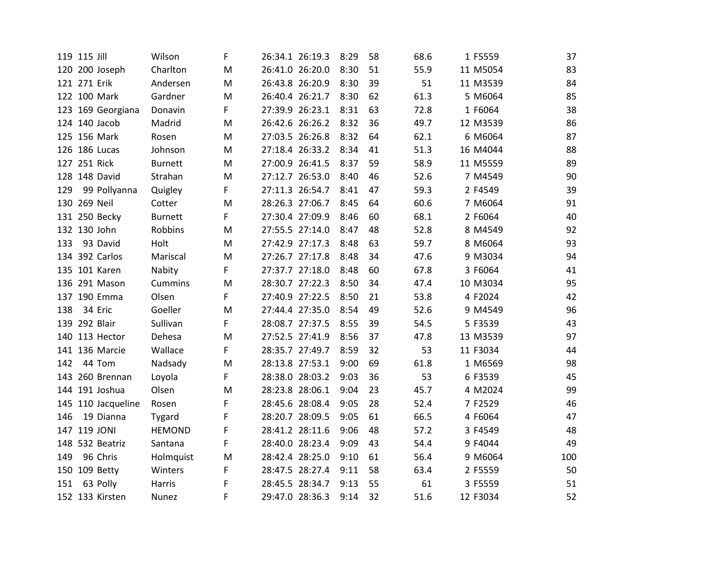|  |  |  |  |  |  |  |  |  |  |  |  |  |
|---|---|---|---|---|---|---|---|---|---|---|---|---|
| 119 | 115 | Jill | Wilson | F | 26:34.1 | 26:19.3 | 8:29 | 58 | 68.6 | 1 | F5559 | 37 |
| 120 | 200 | Joseph | Charlton | M | 26:41.0 | 26:20.0 | 8:30 | 51 | 55.9 | 11 | M5054 | 83 |
| 121 | 271 | Erik | Andersen | M | 26:43.8 | 26:20.9 | 8:30 | 39 | 51 | 11 | M3539 | 84 |
| 122 | 100 | Mark | Gardner | M | 26:40.4 | 26:21.7 | 8:30 | 62 | 61.3 | 5 | M6064 | 85 |
| 123 | 169 | Georgiana | Donavin | F | 27:39.9 | 26:23.1 | 8:31 | 63 | 72.8 | 1 | F6064 | 38 |
| 124 | 140 | Jacob | Madrid | M | 26:42.6 | 26:26.2 | 8:32 | 36 | 49.7 | 12 | M3539 | 86 |
| 125 | 156 | Mark | Rosen | M | 27:03.5 | 26:26.8 | 8:32 | 64 | 62.1 | 6 | M6064 | 87 |
| 126 | 186 | Lucas | Johnson | M | 27:18.4 | 26:33.2 | 8:34 | 41 | 51.3 | 16 | M4044 | 88 |
| 127 | 251 | Rick | Burnett | M | 27:00.9 | 26:41.5 | 8:37 | 59 | 58.9 | 11 | M5559 | 89 |
| 128 | 148 | David | Strahan | M | 27:12.7 | 26:53.0 | 8:40 | 46 | 52.6 | 7 | M4549 | 90 |
| 129 | 99 | Pollyanna | Quigley | F | 27:11.3 | 26:54.7 | 8:41 | 47 | 59.3 | 2 | F4549 | 39 |
| 130 | 269 | Neil | Cotter | M | 28:26.3 | 27:06.7 | 8:45 | 64 | 60.6 | 7 | M6064 | 91 |
| 131 | 250 | Becky | Burnett | F | 27:30.4 | 27:09.9 | 8:46 | 60 | 68.1 | 2 | F6064 | 40 |
| 132 | 130 | John | Robbins | M | 27:55.5 | 27:14.0 | 8:47 | 48 | 52.8 | 8 | M4549 | 92 |
| 133 | 93 | David | Holt | M | 27:42.9 | 27:17.3 | 8:48 | 63 | 59.7 | 8 | M6064 | 93 |
| 134 | 392 | Carlos | Mariscal | M | 27:26.7 | 27:17.8 | 8:48 | 34 | 47.6 | 9 | M3034 | 94 |
| 135 | 101 | Karen | Nabity | F | 27:37.7 | 27:18.0 | 8:48 | 60 | 67.8 | 3 | F6064 | 41 |
| 136 | 291 | Mason | Cummins | M | 28:30.7 | 27:22.3 | 8:50 | 34 | 47.4 | 10 | M3034 | 95 |
| 137 | 190 | Emma | Olsen | F | 27:40.9 | 27:22.5 | 8:50 | 21 | 53.8 | 4 | F2024 | 42 |
| 138 | 34 | Eric | Goeller | M | 27:44.4 | 27:35.0 | 8:54 | 49 | 52.6 | 9 | M4549 | 96 |
| 139 | 292 | Blair | Sullivan | F | 28:08.7 | 27:37.5 | 8:55 | 39 | 54.5 | 5 | F3539 | 43 |
| 140 | 113 | Hector | Dehesa | M | 27:52.5 | 27:41.9 | 8:56 | 37 | 47.8 | 13 | M3539 | 97 |
| 141 | 136 | Marcie | Wallace | F | 28:35.7 | 27:49.7 | 8:59 | 32 | 53 | 11 | F3034 | 44 |
| 142 | 44 | Tom | Nadsady | M | 28:13.8 | 27:53.1 | 9:00 | 69 | 61.8 | 1 | M6569 | 98 |
| 143 | 260 | Brennan | Loyola | F | 28:38.0 | 28:03.2 | 9:03 | 36 | 53 | 6 | F3539 | 45 |
| 144 | 191 | Joshua | Olsen | M | 28:23.8 | 28:06.1 | 9:04 | 23 | 45.7 | 4 | M2024 | 99 |
| 145 | 110 | Jacqueline | Rosen | F | 28:45.6 | 28:08.4 | 9:05 | 28 | 52.4 | 7 | F2529 | 46 |
| 146 | 19 | Dianna | Tygard | F | 28:20.7 | 28:09.5 | 9:05 | 61 | 66.5 | 4 | F6064 | 47 |
| 147 | 119 | JONI | HEMOND | F | 28:41.2 | 28:11.6 | 9:06 | 48 | 57.2 | 3 | F4549 | 48 |
| 148 | 532 | Beatriz | Santana | F | 28:40.0 | 28:23.4 | 9:09 | 43 | 54.4 | 9 | F4044 | 49 |
| 149 | 96 | Chris | Holmquist | M | 28:42.4 | 28:25.0 | 9:10 | 61 | 56.4 | 9 | M6064 | 100 |
| 150 | 109 | Betty | Winters | F | 28:47.5 | 28:27.4 | 9:11 | 58 | 63.4 | 2 | F5559 | 50 |
| 151 | 63 | Polly | Harris | F | 28:45.5 | 28:34.7 | 9:13 | 55 | 61 | 3 | F5559 | 51 |
| 152 | 133 | Kirsten | Nunez | F | 29:47.0 | 28:36.3 | 9:14 | 32 | 51.6 | 12 | F3034 | 52 |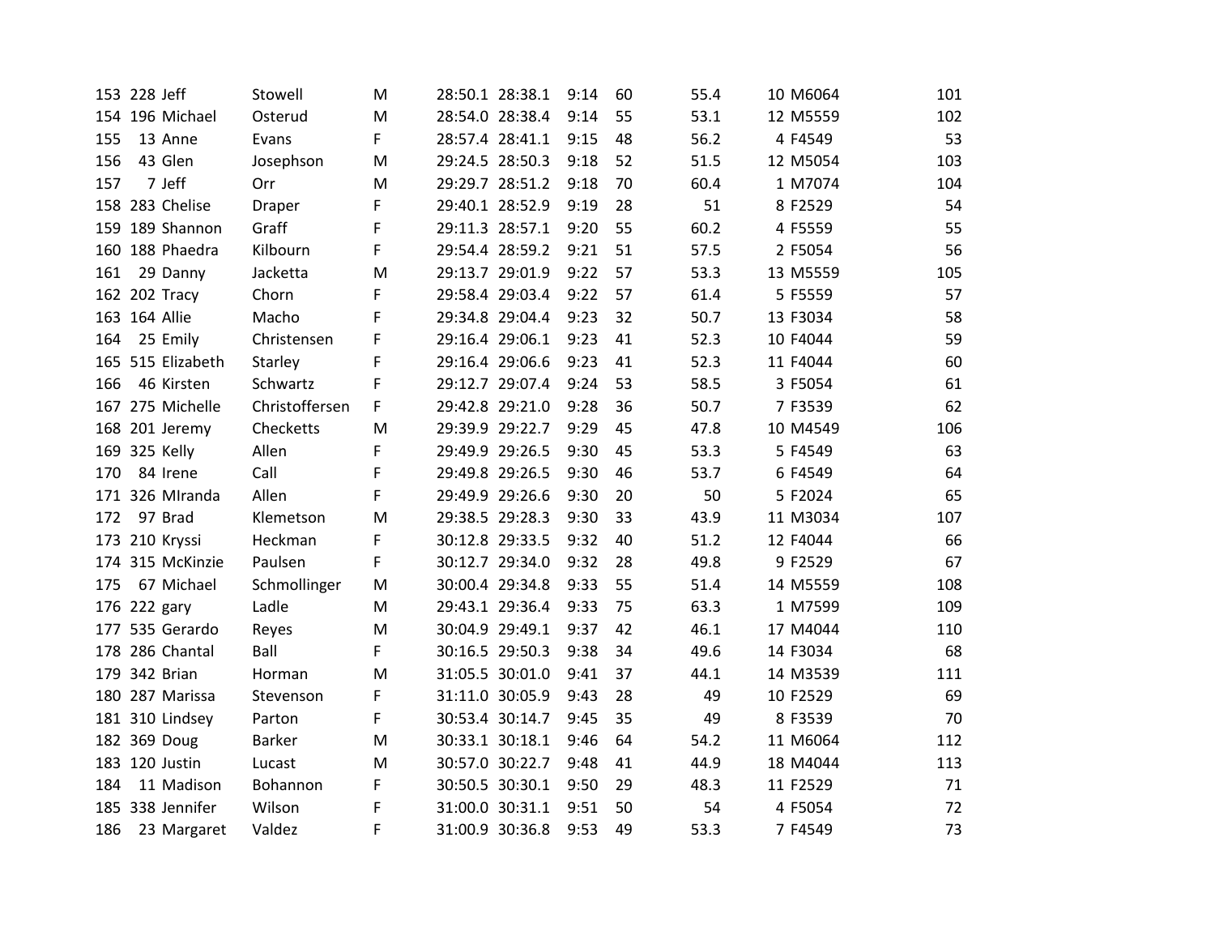| | | | | | | | | | | | | |
|---|---|---|---|---|---|---|---|---|---|---|---|---|
| 153 | 228 | Jeff | Stowell | M | 28:50.1 | 28:38.1 | 9:14 | 60 | 55.4 | 10 | M6064 | 101 |
| 154 | 196 | Michael | Osterud | M | 28:54.0 | 28:38.4 | 9:14 | 55 | 53.1 | 12 | M5559 | 102 |
| 155 | 13 | Anne | Evans | F | 28:57.4 | 28:41.1 | 9:15 | 48 | 56.2 | 4 | F4549 | 53 |
| 156 | 43 | Glen | Josephson | M | 29:24.5 | 28:50.3 | 9:18 | 52 | 51.5 | 12 | M5054 | 103 |
| 157 | 7 | Jeff | Orr | M | 29:29.7 | 28:51.2 | 9:18 | 70 | 60.4 | 1 | M7074 | 104 |
| 158 | 283 | Chelise | Draper | F | 29:40.1 | 28:52.9 | 9:19 | 28 | 51 | 8 | F2529 | 54 |
| 159 | 189 | Shannon | Graff | F | 29:11.3 | 28:57.1 | 9:20 | 55 | 60.2 | 4 | F5559 | 55 |
| 160 | 188 | Phaedra | Kilbourn | F | 29:54.4 | 28:59.2 | 9:21 | 51 | 57.5 | 2 | F5054 | 56 |
| 161 | 29 | Danny | Jacketta | M | 29:13.7 | 29:01.9 | 9:22 | 57 | 53.3 | 13 | M5559 | 105 |
| 162 | 202 | Tracy | Chorn | F | 29:58.4 | 29:03.4 | 9:22 | 57 | 61.4 | 5 | F5559 | 57 |
| 163 | 164 | Allie | Macho | F | 29:34.8 | 29:04.4 | 9:23 | 32 | 50.7 | 13 | F3034 | 58 |
| 164 | 25 | Emily | Christensen | F | 29:16.4 | 29:06.1 | 9:23 | 41 | 52.3 | 10 | F4044 | 59 |
| 165 | 515 | Elizabeth | Starley | F | 29:16.4 | 29:06.6 | 9:23 | 41 | 52.3 | 11 | F4044 | 60 |
| 166 | 46 | Kirsten | Schwartz | F | 29:12.7 | 29:07.4 | 9:24 | 53 | 58.5 | 3 | F5054 | 61 |
| 167 | 275 | Michelle | Christoffersen | F | 29:42.8 | 29:21.0 | 9:28 | 36 | 50.7 | 7 | F3539 | 62 |
| 168 | 201 | Jeremy | Checketts | M | 29:39.9 | 29:22.7 | 9:29 | 45 | 47.8 | 10 | M4549 | 106 |
| 169 | 325 | Kelly | Allen | F | 29:49.9 | 29:26.5 | 9:30 | 45 | 53.3 | 5 | F4549 | 63 |
| 170 | 84 | Irene | Call | F | 29:49.8 | 29:26.5 | 9:30 | 46 | 53.7 | 6 | F4549 | 64 |
| 171 | 326 | MIranda | Allen | F | 29:49.9 | 29:26.6 | 9:30 | 20 | 50 | 5 | F2024 | 65 |
| 172 | 97 | Brad | Klemetson | M | 29:38.5 | 29:28.3 | 9:30 | 33 | 43.9 | 11 | M3034 | 107 |
| 173 | 210 | Kryssi | Heckman | F | 30:12.8 | 29:33.5 | 9:32 | 40 | 51.2 | 12 | F4044 | 66 |
| 174 | 315 | McKinzie | Paulsen | F | 30:12.7 | 29:34.0 | 9:32 | 28 | 49.8 | 9 | F2529 | 67 |
| 175 | 67 | Michael | Schmollinger | M | 30:00.4 | 29:34.8 | 9:33 | 55 | 51.4 | 14 | M5559 | 108 |
| 176 | 222 | gary | Ladle | M | 29:43.1 | 29:36.4 | 9:33 | 75 | 63.3 | 1 | M7599 | 109 |
| 177 | 535 | Gerardo | Reyes | M | 30:04.9 | 29:49.1 | 9:37 | 42 | 46.1 | 17 | M4044 | 110 |
| 178 | 286 | Chantal | Ball | F | 30:16.5 | 29:50.3 | 9:38 | 34 | 49.6 | 14 | F3034 | 68 |
| 179 | 342 | Brian | Horman | M | 31:05.5 | 30:01.0 | 9:41 | 37 | 44.1 | 14 | M3539 | 111 |
| 180 | 287 | Marissa | Stevenson | F | 31:11.0 | 30:05.9 | 9:43 | 28 | 49 | 10 | F2529 | 69 |
| 181 | 310 | Lindsey | Parton | F | 30:53.4 | 30:14.7 | 9:45 | 35 | 49 | 8 | F3539 | 70 |
| 182 | 369 | Doug | Barker | M | 30:33.1 | 30:18.1 | 9:46 | 64 | 54.2 | 11 | M6064 | 112 |
| 183 | 120 | Justin | Lucast | M | 30:57.0 | 30:22.7 | 9:48 | 41 | 44.9 | 18 | M4044 | 113 |
| 184 | 11 | Madison | Bohannon | F | 30:50.5 | 30:30.1 | 9:50 | 29 | 48.3 | 11 | F2529 | 71 |
| 185 | 338 | Jennifer | Wilson | F | 31:00.0 | 30:31.1 | 9:51 | 50 | 54 | 4 | F5054 | 72 |
| 186 | 23 | Margaret | Valdez | F | 31:00.9 | 30:36.8 | 9:53 | 49 | 53.3 | 7 | F4549 | 73 |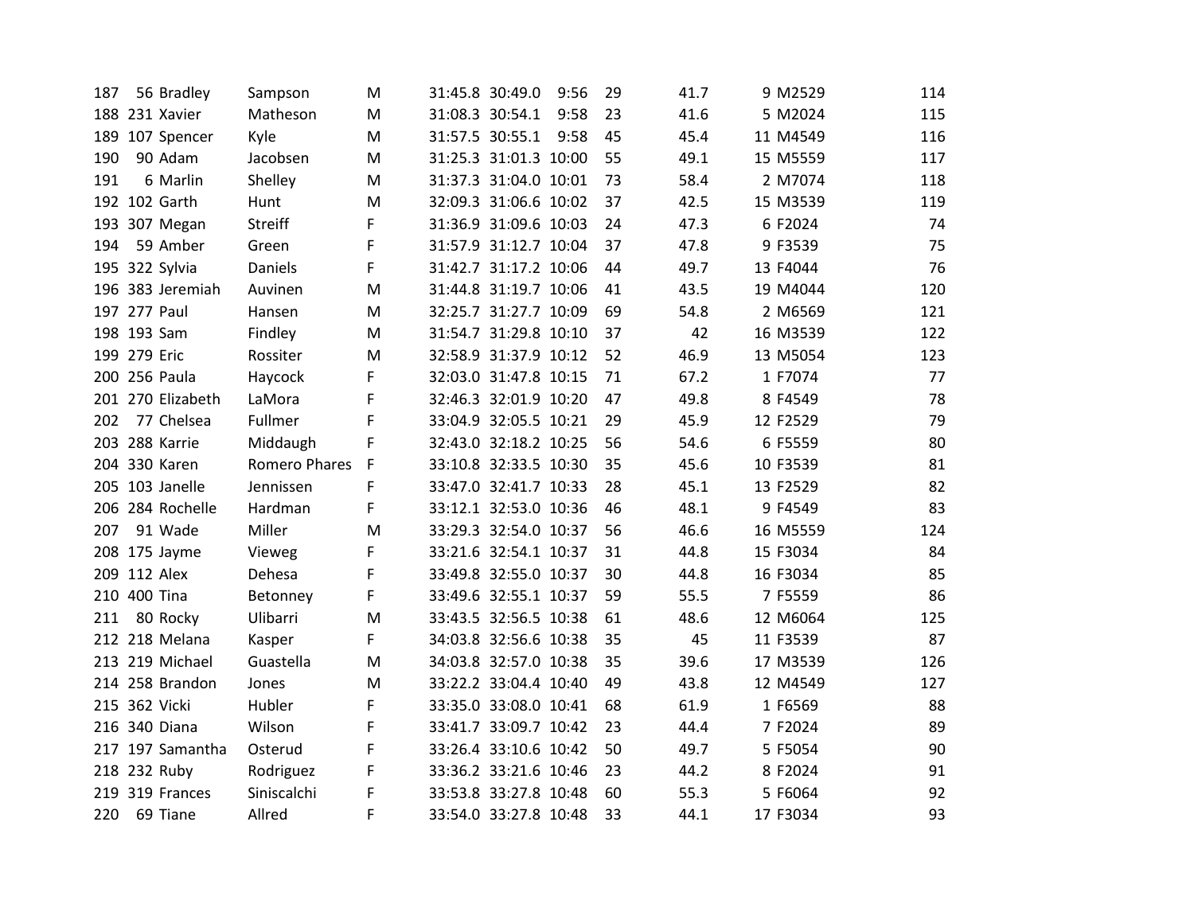| | | | | | | | | | | | | |
|---|---|---|---|---|---|---|---|---|---|---|---|---|
| 187 | 56 | Bradley | Sampson | M | 31:45.8 | 30:49.0 | 9:56 | 29 | 41.7 | 9 | M2529 | 114 |
| 188 | 231 | Xavier | Matheson | M | 31:08.3 | 30:54.1 | 9:58 | 23 | 41.6 | 5 | M2024 | 115 |
| 189 | 107 | Spencer | Kyle | M | 31:57.5 | 30:55.1 | 9:58 | 45 | 45.4 | 11 | M4549 | 116 |
| 190 | 90 | Adam | Jacobsen | M | 31:25.3 | 31:01.3 | 10:00 | 55 | 49.1 | 15 | M5559 | 117 |
| 191 | 6 | Marlin | Shelley | M | 31:37.3 | 31:04.0 | 10:01 | 73 | 58.4 | 2 | M7074 | 118 |
| 192 | 102 | Garth | Hunt | M | 32:09.3 | 31:06.6 | 10:02 | 37 | 42.5 | 15 | M3539 | 119 |
| 193 | 307 | Megan | Streiff | F | 31:36.9 | 31:09.6 | 10:03 | 24 | 47.3 | 6 | F2024 | 74 |
| 194 | 59 | Amber | Green | F | 31:57.9 | 31:12.7 | 10:04 | 37 | 47.8 | 9 | F3539 | 75 |
| 195 | 322 | Sylvia | Daniels | F | 31:42.7 | 31:17.2 | 10:06 | 44 | 49.7 | 13 | F4044 | 76 |
| 196 | 383 | Jeremiah | Auvinen | M | 31:44.8 | 31:19.7 | 10:06 | 41 | 43.5 | 19 | M4044 | 120 |
| 197 | 277 | Paul | Hansen | M | 32:25.7 | 31:27.7 | 10:09 | 69 | 54.8 | 2 | M6569 | 121 |
| 198 | 193 | Sam | Findley | M | 31:54.7 | 31:29.8 | 10:10 | 37 | 42 | 16 | M3539 | 122 |
| 199 | 279 | Eric | Rossiter | M | 32:58.9 | 31:37.9 | 10:12 | 52 | 46.9 | 13 | M5054 | 123 |
| 200 | 256 | Paula | Haycock | F | 32:03.0 | 31:47.8 | 10:15 | 71 | 67.2 | 1 | F7074 | 77 |
| 201 | 270 | Elizabeth | LaMora | F | 32:46.3 | 32:01.9 | 10:20 | 47 | 49.8 | 8 | F4549 | 78 |
| 202 | 77 | Chelsea | Fullmer | F | 33:04.9 | 32:05.5 | 10:21 | 29 | 45.9 | 12 | F2529 | 79 |
| 203 | 288 | Karrie | Middaugh | F | 32:43.0 | 32:18.2 | 10:25 | 56 | 54.6 | 6 | F5559 | 80 |
| 204 | 330 | Karen | Romero Phares | F | 33:10.8 | 32:33.5 | 10:30 | 35 | 45.6 | 10 | F3539 | 81 |
| 205 | 103 | Janelle | Jennissen | F | 33:47.0 | 32:41.7 | 10:33 | 28 | 45.1 | 13 | F2529 | 82 |
| 206 | 284 | Rochelle | Hardman | F | 33:12.1 | 32:53.0 | 10:36 | 46 | 48.1 | 9 | F4549 | 83 |
| 207 | 91 | Wade | Miller | M | 33:29.3 | 32:54.0 | 10:37 | 56 | 46.6 | 16 | M5559 | 124 |
| 208 | 175 | Jayme | Vieweg | F | 33:21.6 | 32:54.1 | 10:37 | 31 | 44.8 | 15 | F3034 | 84 |
| 209 | 112 | Alex | Dehesa | F | 33:49.8 | 32:55.0 | 10:37 | 30 | 44.8 | 16 | F3034 | 85 |
| 210 | 400 | Tina | Betonney | F | 33:49.6 | 32:55.1 | 10:37 | 59 | 55.5 | 7 | F5559 | 86 |
| 211 | 80 | Rocky | Ulibarri | M | 33:43.5 | 32:56.5 | 10:38 | 61 | 48.6 | 12 | M6064 | 125 |
| 212 | 218 | Melana | Kasper | F | 34:03.8 | 32:56.6 | 10:38 | 35 | 45 | 11 | F3539 | 87 |
| 213 | 219 | Michael | Guastella | M | 34:03.8 | 32:57.0 | 10:38 | 35 | 39.6 | 17 | M3539 | 126 |
| 214 | 258 | Brandon | Jones | M | 33:22.2 | 33:04.4 | 10:40 | 49 | 43.8 | 12 | M4549 | 127 |
| 215 | 362 | Vicki | Hubler | F | 33:35.0 | 33:08.0 | 10:41 | 68 | 61.9 | 1 | F6569 | 88 |
| 216 | 340 | Diana | Wilson | F | 33:41.7 | 33:09.7 | 10:42 | 23 | 44.4 | 7 | F2024 | 89 |
| 217 | 197 | Samantha | Osterud | F | 33:26.4 | 33:10.6 | 10:42 | 50 | 49.7 | 5 | F5054 | 90 |
| 218 | 232 | Ruby | Rodriguez | F | 33:36.2 | 33:21.6 | 10:46 | 23 | 44.2 | 8 | F2024 | 91 |
| 219 | 319 | Frances | Siniscalchi | F | 33:53.8 | 33:27.8 | 10:48 | 60 | 55.3 | 5 | F6064 | 92 |
| 220 | 69 | Tiane | Allred | F | 33:54.0 | 33:27.8 | 10:48 | 33 | 44.1 | 17 | F3034 | 93 |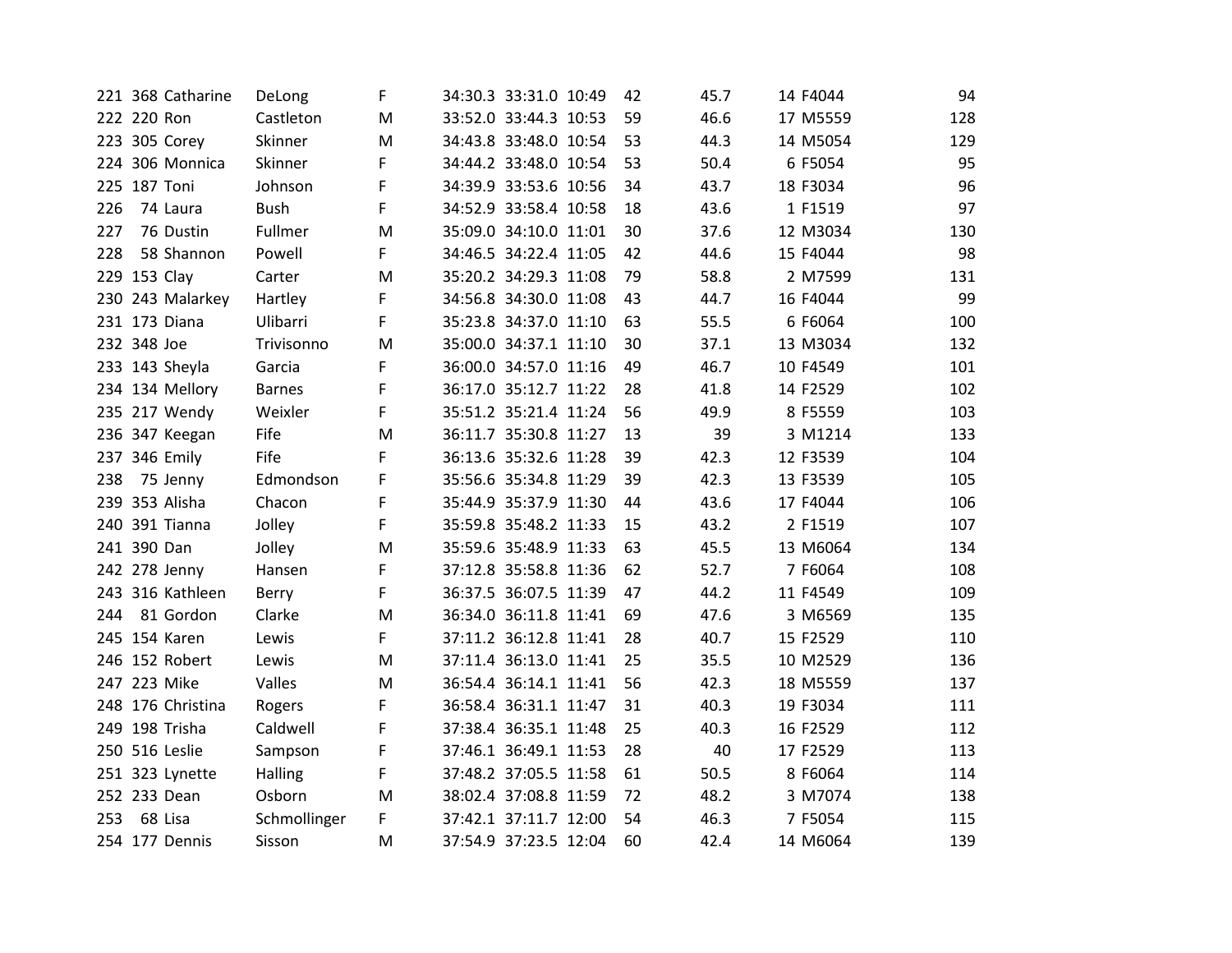| | | | | | | | | | | | | |
|---|---|---|---|---|---|---|---|---|---|---|---|---|
| 221 | 368 | Catharine | DeLong | F | 34:30.3 | 33:31.0 | 10:49 | 42 | 45.7 | 14 | F4044 | 94 |
| 222 | 220 | Ron | Castleton | M | 33:52.0 | 33:44.3 | 10:53 | 59 | 46.6 | 17 | M5559 | 128 |
| 223 | 305 | Corey | Skinner | M | 34:43.8 | 33:48.0 | 10:54 | 53 | 44.3 | 14 | M5054 | 129 |
| 224 | 306 | Monnica | Skinner | F | 34:44.2 | 33:48.0 | 10:54 | 53 | 50.4 | 6 | F5054 | 95 |
| 225 | 187 | Toni | Johnson | F | 34:39.9 | 33:53.6 | 10:56 | 34 | 43.7 | 18 | F3034 | 96 |
| 226 | 74 | Laura | Bush | F | 34:52.9 | 33:58.4 | 10:58 | 18 | 43.6 | 1 | F1519 | 97 |
| 227 | 76 | Dustin | Fullmer | M | 35:09.0 | 34:10.0 | 11:01 | 30 | 37.6 | 12 | M3034 | 130 |
| 228 | 58 | Shannon | Powell | F | 34:46.5 | 34:22.4 | 11:05 | 42 | 44.6 | 15 | F4044 | 98 |
| 229 | 153 | Clay | Carter | M | 35:20.2 | 34:29.3 | 11:08 | 79 | 58.8 | 2 | M7599 | 131 |
| 230 | 243 | Malarkey | Hartley | F | 34:56.8 | 34:30.0 | 11:08 | 43 | 44.7 | 16 | F4044 | 99 |
| 231 | 173 | Diana | Ulibarri | F | 35:23.8 | 34:37.0 | 11:10 | 63 | 55.5 | 6 | F6064 | 100 |
| 232 | 348 | Joe | Trivisonno | M | 35:00.0 | 34:37.1 | 11:10 | 30 | 37.1 | 13 | M3034 | 132 |
| 233 | 143 | Sheyla | Garcia | F | 36:00.0 | 34:57.0 | 11:16 | 49 | 46.7 | 10 | F4549 | 101 |
| 234 | 134 | Mellory | Barnes | F | 36:17.0 | 35:12.7 | 11:22 | 28 | 41.8 | 14 | F2529 | 102 |
| 235 | 217 | Wendy | Weixler | F | 35:51.2 | 35:21.4 | 11:24 | 56 | 49.9 | 8 | F5559 | 103 |
| 236 | 347 | Keegan | Fife | M | 36:11.7 | 35:30.8 | 11:27 | 13 | 39 | 3 | M1214 | 133 |
| 237 | 346 | Emily | Fife | F | 36:13.6 | 35:32.6 | 11:28 | 39 | 42.3 | 12 | F3539 | 104 |
| 238 | 75 | Jenny | Edmondson | F | 35:56.6 | 35:34.8 | 11:29 | 39 | 42.3 | 13 | F3539 | 105 |
| 239 | 353 | Alisha | Chacon | F | 35:44.9 | 35:37.9 | 11:30 | 44 | 43.6 | 17 | F4044 | 106 |
| 240 | 391 | Tianna | Jolley | F | 35:59.8 | 35:48.2 | 11:33 | 15 | 43.2 | 2 | F1519 | 107 |
| 241 | 390 | Dan | Jolley | M | 35:59.6 | 35:48.9 | 11:33 | 63 | 45.5 | 13 | M6064 | 134 |
| 242 | 278 | Jenny | Hansen | F | 37:12.8 | 35:58.8 | 11:36 | 62 | 52.7 | 7 | F6064 | 108 |
| 243 | 316 | Kathleen | Berry | F | 36:37.5 | 36:07.5 | 11:39 | 47 | 44.2 | 11 | F4549 | 109 |
| 244 | 81 | Gordon | Clarke | M | 36:34.0 | 36:11.8 | 11:41 | 69 | 47.6 | 3 | M6569 | 135 |
| 245 | 154 | Karen | Lewis | F | 37:11.2 | 36:12.8 | 11:41 | 28 | 40.7 | 15 | F2529 | 110 |
| 246 | 152 | Robert | Lewis | M | 37:11.4 | 36:13.0 | 11:41 | 25 | 35.5 | 10 | M2529 | 136 |
| 247 | 223 | Mike | Valles | M | 36:54.4 | 36:14.1 | 11:41 | 56 | 42.3 | 18 | M5559 | 137 |
| 248 | 176 | Christina | Rogers | F | 36:58.4 | 36:31.1 | 11:47 | 31 | 40.3 | 19 | F3034 | 111 |
| 249 | 198 | Trisha | Caldwell | F | 37:38.4 | 36:35.1 | 11:48 | 25 | 40.3 | 16 | F2529 | 112 |
| 250 | 516 | Leslie | Sampson | F | 37:46.1 | 36:49.1 | 11:53 | 28 | 40 | 17 | F2529 | 113 |
| 251 | 323 | Lynette | Halling | F | 37:48.2 | 37:05.5 | 11:58 | 61 | 50.5 | 8 | F6064 | 114 |
| 252 | 233 | Dean | Osborn | M | 38:02.4 | 37:08.8 | 11:59 | 72 | 48.2 | 3 | M7074 | 138 |
| 253 | 68 | Lisa | Schmollinger | F | 37:42.1 | 37:11.7 | 12:00 | 54 | 46.3 | 7 | F5054 | 115 |
| 254 | 177 | Dennis | Sisson | M | 37:54.9 | 37:23.5 | 12:04 | 60 | 42.4 | 14 | M6064 | 139 |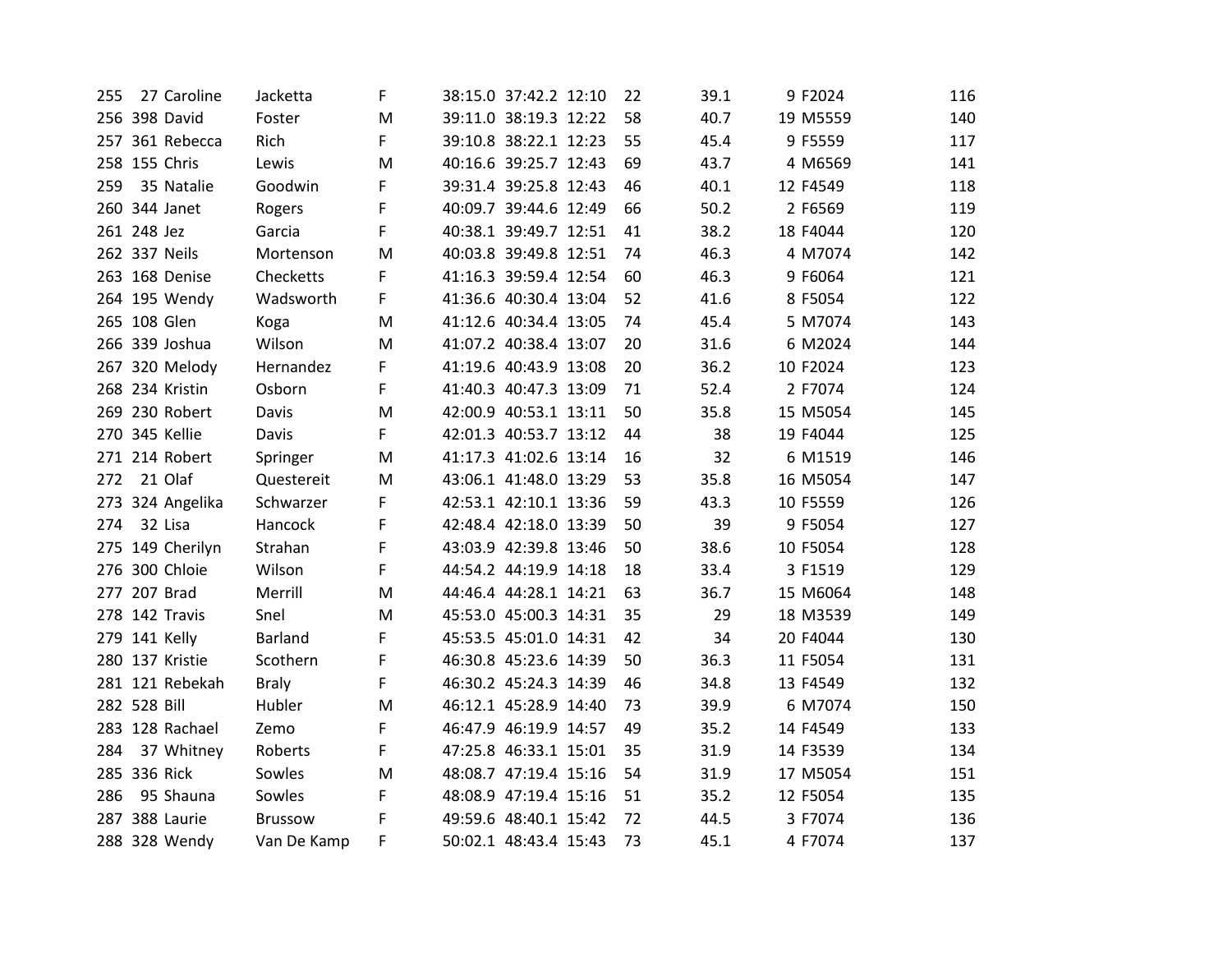| | | | | | | | | | | | | |
|---|---|---|---|---|---|---|---|---|---|---|---|---|
| 255 | 27 | Caroline | Jacketta | F | 38:15.0 | 37:42.2 | 12:10 | 22 | 39.1 | 9 | F2024 | 116 |
| 256 | 398 | David | Foster | M | 39:11.0 | 38:19.3 | 12:22 | 58 | 40.7 | 19 | M5559 | 140 |
| 257 | 361 | Rebecca | Rich | F | 39:10.8 | 38:22.1 | 12:23 | 55 | 45.4 | 9 | F5559 | 117 |
| 258 | 155 | Chris | Lewis | M | 40:16.6 | 39:25.7 | 12:43 | 69 | 43.7 | 4 | M6569 | 141 |
| 259 | 35 | Natalie | Goodwin | F | 39:31.4 | 39:25.8 | 12:43 | 46 | 40.1 | 12 | F4549 | 118 |
| 260 | 344 | Janet | Rogers | F | 40:09.7 | 39:44.6 | 12:49 | 66 | 50.2 | 2 | F6569 | 119 |
| 261 | 248 | Jez | Garcia | F | 40:38.1 | 39:49.7 | 12:51 | 41 | 38.2 | 18 | F4044 | 120 |
| 262 | 337 | Neils | Mortenson | M | 40:03.8 | 39:49.8 | 12:51 | 74 | 46.3 | 4 | M7074 | 142 |
| 263 | 168 | Denise | Checketts | F | 41:16.3 | 39:59.4 | 12:54 | 60 | 46.3 | 9 | F6064 | 121 |
| 264 | 195 | Wendy | Wadsworth | F | 41:36.6 | 40:30.4 | 13:04 | 52 | 41.6 | 8 | F5054 | 122 |
| 265 | 108 | Glen | Koga | M | 41:12.6 | 40:34.4 | 13:05 | 74 | 45.4 | 5 | M7074 | 143 |
| 266 | 339 | Joshua | Wilson | M | 41:07.2 | 40:38.4 | 13:07 | 20 | 31.6 | 6 | M2024 | 144 |
| 267 | 320 | Melody | Hernandez | F | 41:19.6 | 40:43.9 | 13:08 | 20 | 36.2 | 10 | F2024 | 123 |
| 268 | 234 | Kristin | Osborn | F | 41:40.3 | 40:47.3 | 13:09 | 71 | 52.4 | 2 | F7074 | 124 |
| 269 | 230 | Robert | Davis | M | 42:00.9 | 40:53.1 | 13:11 | 50 | 35.8 | 15 | M5054 | 145 |
| 270 | 345 | Kellie | Davis | F | 42:01.3 | 40:53.7 | 13:12 | 44 | 38 | 19 | F4044 | 125 |
| 271 | 214 | Robert | Springer | M | 41:17.3 | 41:02.6 | 13:14 | 16 | 32 | 6 | M1519 | 146 |
| 272 | 21 | Olaf | Questereit | M | 43:06.1 | 41:48.0 | 13:29 | 53 | 35.8 | 16 | M5054 | 147 |
| 273 | 324 | Angelika | Schwarzer | F | 42:53.1 | 42:10.1 | 13:36 | 59 | 43.3 | 10 | F5559 | 126 |
| 274 | 32 | Lisa | Hancock | F | 42:48.4 | 42:18.0 | 13:39 | 50 | 39 | 9 | F5054 | 127 |
| 275 | 149 | Cherilyn | Strahan | F | 43:03.9 | 42:39.8 | 13:46 | 50 | 38.6 | 10 | F5054 | 128 |
| 276 | 300 | Chloie | Wilson | F | 44:54.2 | 44:19.9 | 14:18 | 18 | 33.4 | 3 | F1519 | 129 |
| 277 | 207 | Brad | Merrill | M | 44:46.4 | 44:28.1 | 14:21 | 63 | 36.7 | 15 | M6064 | 148 |
| 278 | 142 | Travis | Snel | M | 45:53.0 | 45:00.3 | 14:31 | 35 | 29 | 18 | M3539 | 149 |
| 279 | 141 | Kelly | Barland | F | 45:53.5 | 45:01.0 | 14:31 | 42 | 34 | 20 | F4044 | 130 |
| 280 | 137 | Kristie | Scothern | F | 46:30.8 | 45:23.6 | 14:39 | 50 | 36.3 | 11 | F5054 | 131 |
| 281 | 121 | Rebekah | Braly | F | 46:30.2 | 45:24.3 | 14:39 | 46 | 34.8 | 13 | F4549 | 132 |
| 282 | 528 | Bill | Hubler | M | 46:12.1 | 45:28.9 | 14:40 | 73 | 39.9 | 6 | M7074 | 150 |
| 283 | 128 | Rachael | Zemo | F | 46:47.9 | 46:19.9 | 14:57 | 49 | 35.2 | 14 | F4549 | 133 |
| 284 | 37 | Whitney | Roberts | F | 47:25.8 | 46:33.1 | 15:01 | 35 | 31.9 | 14 | F3539 | 134 |
| 285 | 336 | Rick | Sowles | M | 48:08.7 | 47:19.4 | 15:16 | 54 | 31.9 | 17 | M5054 | 151 |
| 286 | 95 | Shauna | Sowles | F | 48:08.9 | 47:19.4 | 15:16 | 51 | 35.2 | 12 | F5054 | 135 |
| 287 | 388 | Laurie | Brussow | F | 49:59.6 | 48:40.1 | 15:42 | 72 | 44.5 | 3 | F7074 | 136 |
| 288 | 328 | Wendy | Van De Kamp | F | 50:02.1 | 48:43.4 | 15:43 | 73 | 45.1 | 4 | F7074 | 137 |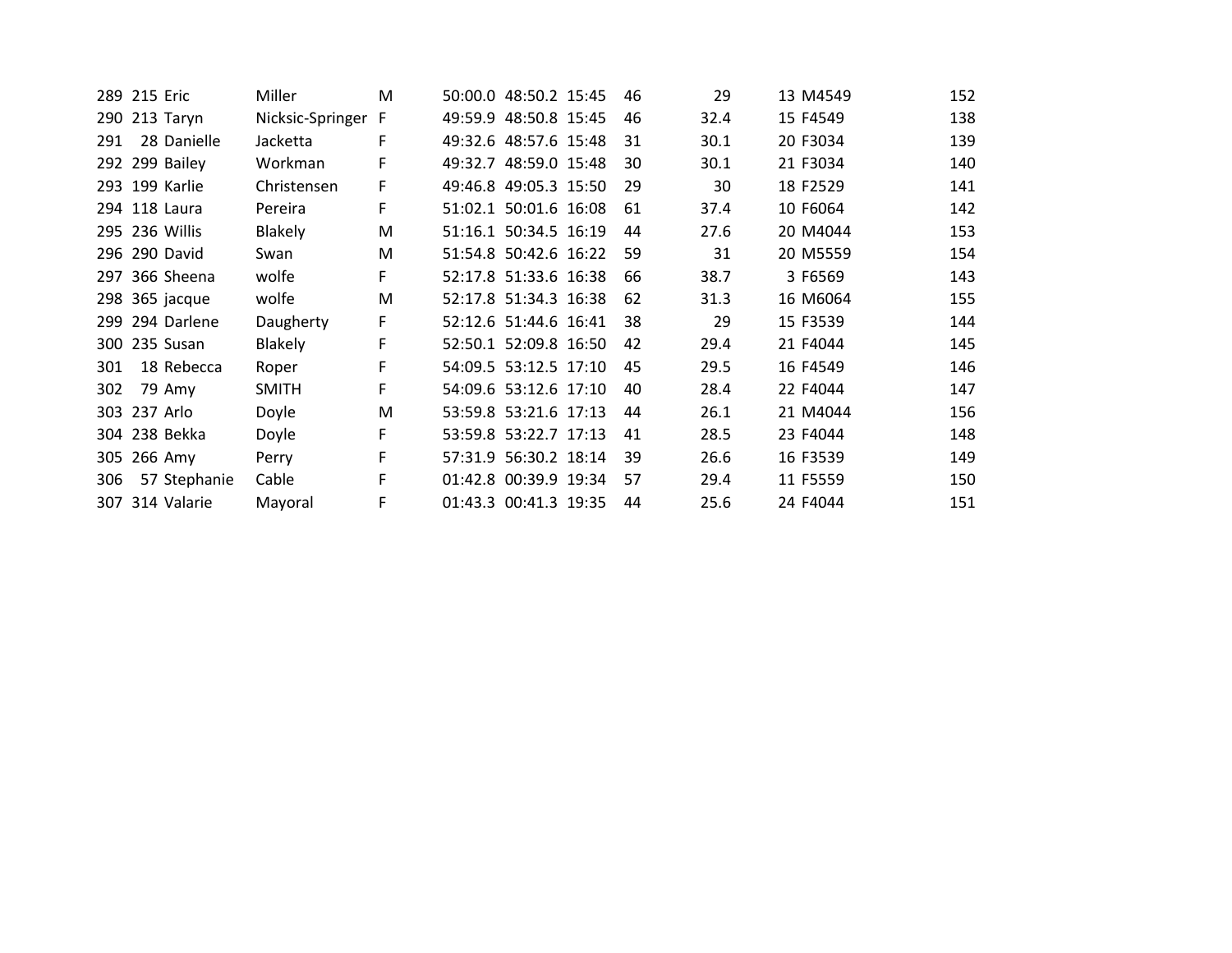| | | | | | | | | | | | | |
|---|---|---|---|---|---|---|---|---|---|---|---|---|
| 289 | 215 | Eric | Miller | M | 50:00.0 | 48:50.2 | 15:45 | 46 | 29 | 13 | M4549 | 152 |
| 290 | 213 | Taryn | Nicksic-Springer | F | 49:59.9 | 48:50.8 | 15:45 | 46 | 32.4 | 15 | F4549 | 138 |
| 291 | 28 | Danielle | Jacketta | F | 49:32.6 | 48:57.6 | 15:48 | 31 | 30.1 | 20 | F3034 | 139 |
| 292 | 299 | Bailey | Workman | F | 49:32.7 | 48:59.0 | 15:48 | 30 | 30.1 | 21 | F3034 | 140 |
| 293 | 199 | Karlie | Christensen | F | 49:46.8 | 49:05.3 | 15:50 | 29 | 30 | 18 | F2529 | 141 |
| 294 | 118 | Laura | Pereira | F | 51:02.1 | 50:01.6 | 16:08 | 61 | 37.4 | 10 | F6064 | 142 |
| 295 | 236 | Willis | Blakely | M | 51:16.1 | 50:34.5 | 16:19 | 44 | 27.6 | 20 | M4044 | 153 |
| 296 | 290 | David | Swan | M | 51:54.8 | 50:42.6 | 16:22 | 59 | 31 | 20 | M5559 | 154 |
| 297 | 366 | Sheena | wolfe | F | 52:17.8 | 51:33.6 | 16:38 | 66 | 38.7 | 3 | F6569 | 143 |
| 298 | 365 | jacque | wolfe | M | 52:17.8 | 51:34.3 | 16:38 | 62 | 31.3 | 16 | M6064 | 155 |
| 299 | 294 | Darlene | Daugherty | F | 52:12.6 | 51:44.6 | 16:41 | 38 | 29 | 15 | F3539 | 144 |
| 300 | 235 | Susan | Blakely | F | 52:50.1 | 52:09.8 | 16:50 | 42 | 29.4 | 21 | F4044 | 145 |
| 301 | 18 | Rebecca | Roper | F | 54:09.5 | 53:12.5 | 17:10 | 45 | 29.5 | 16 | F4549 | 146 |
| 302 | 79 | Amy | SMITH | F | 54:09.6 | 53:12.6 | 17:10 | 40 | 28.4 | 22 | F4044 | 147 |
| 303 | 237 | Arlo | Doyle | M | 53:59.8 | 53:21.6 | 17:13 | 44 | 26.1 | 21 | M4044 | 156 |
| 304 | 238 | Bekka | Doyle | F | 53:59.8 | 53:22.7 | 17:13 | 41 | 28.5 | 23 | F4044 | 148 |
| 305 | 266 | Amy | Perry | F | 57:31.9 | 56:30.2 | 18:14 | 39 | 26.6 | 16 | F3539 | 149 |
| 306 | 57 | Stephanie | Cable | F | 01:42.8 | 00:39.9 | 19:34 | 57 | 29.4 | 11 | F5559 | 150 |
| 307 | 314 | Valarie | Mayoral | F | 01:43.3 | 00:41.3 | 19:35 | 44 | 25.6 | 24 | F4044 | 151 |